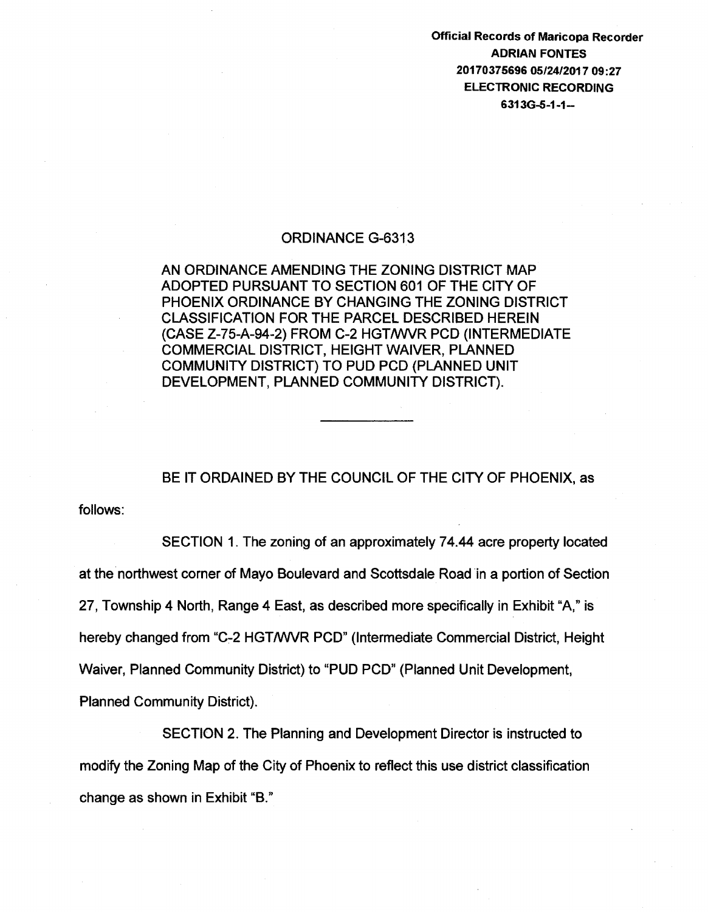Official Records of Maricopa Recorder
ADRIAN FONTES
20170375696 05/24/2017 09:27
ELECTRONIC RECORDING
6313G-5-1-1--

# ORDINANCE G-6313

AN ORDINANCE AMENDING THE ZONING DISTRICT MAP ADOPTED PURSUANT TO SECTION 601 OF THE CITY OF PHOENIX ORDINANCE BY CHANGING THE ZONING DISTRICT CLASSIFICATION FOR THE PARCEL DESCRIBED HEREIN (CASE Z-75-A-94-2) FROM C-2 HGT/WVR PCD (INTERMEDIATE COMMERCIAL DISTRICT, HEIGHT WAIVER, PLANNED COMMUNITY DISTRICT) TO PUD PCD (PLANNED UNIT DEVELOPMENT, PLANNED COMMUNITY DISTRICT).

---

BE IT ORDAINED BY THE COUNCIL OF THE CITY OF PHOENIX, as follows:

SECTION 1. The zoning of an approximately 74.44 acre property located at the northwest corner of Mayo Boulevard and Scottsdale Road in a portion of Section 27, Township 4 North, Range 4 East, as described more specifically in Exhibit "A," is hereby changed from "C-2 HGT/WVR PCD" (Intermediate Commercial District, Height Waiver, Planned Community District) to "PUD PCD" (Planned Unit Development, Planned Community District).

SECTION 2. The Planning and Development Director is instructed to modify the Zoning Map of the City of Phoenix to reflect this use district classification change as shown in Exhibit "B."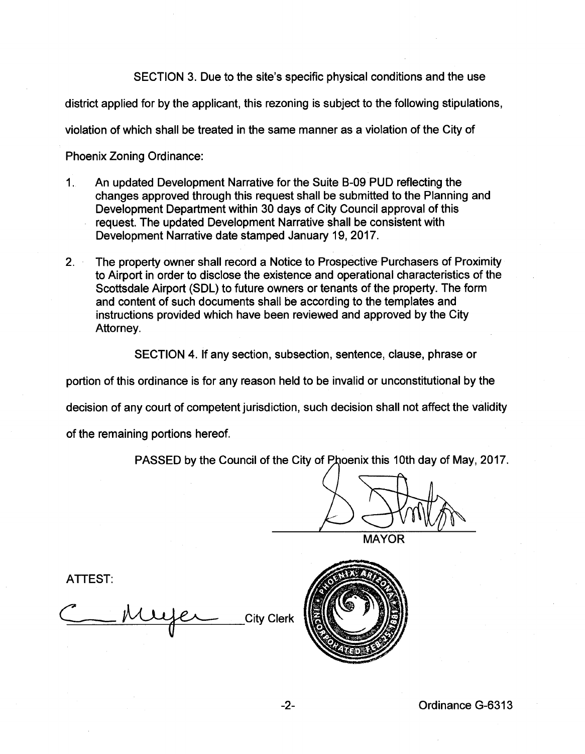SECTION 3. Due to the site's specific physical conditions and the use district applied for by the applicant, this rezoning is subject to the following stipulations, violation of which shall be treated in the same manner as a violation of the City of Phoenix Zoning Ordinance:

1. An updated Development Narrative for the Suite B-09 PUD reflecting the changes approved through this request shall be submitted to the Planning and Development Department within 30 days of City Council approval of this request. The updated Development Narrative shall be consistent with Development Narrative date stamped January 19, 2017.

2. The property owner shall record a Notice to Prospective Purchasers of Proximity to Airport in order to disclose the existence and operational characteristics of the Scottsdale Airport (SDL) to future owners or tenants of the property. The form and content of such documents shall be according to the templates and instructions provided which have been reviewed and approved by the City Attorney.

SECTION 4. If any section, subsection, sentence, clause, phrase or portion of this ordinance is for any reason held to be invalid or unconstitutional by the decision of any court of competent jurisdiction, such decision shall not affect the validity of the remaining portions hereof.

PASSED by the Council of the City of Phoenix this 10th day of May, 2017.

MAYOR

ATTEST:

City Clerk

Ordinance G-6313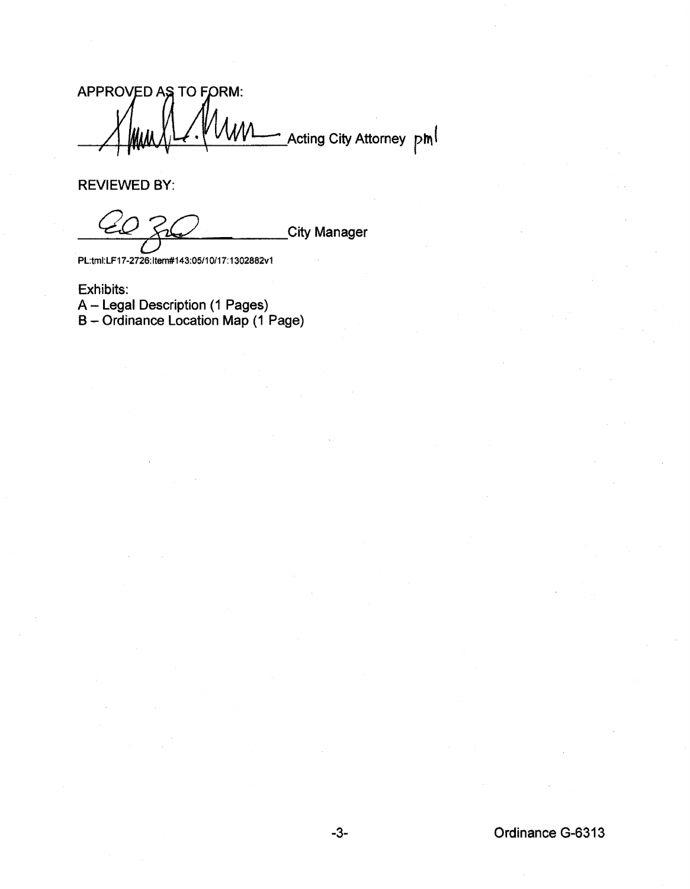APPROVED AS TO FORM:

_______________________ Acting City Attorney pml

REVIEWED BY:

_______________________ City Manager

PL:tml:LF17-2726:Item#143:05/10/17:1302882v1

Exhibits:
A – Legal Description (1 Pages)
B – Ordinance Location Map (1 Page)

Ordinance G-6313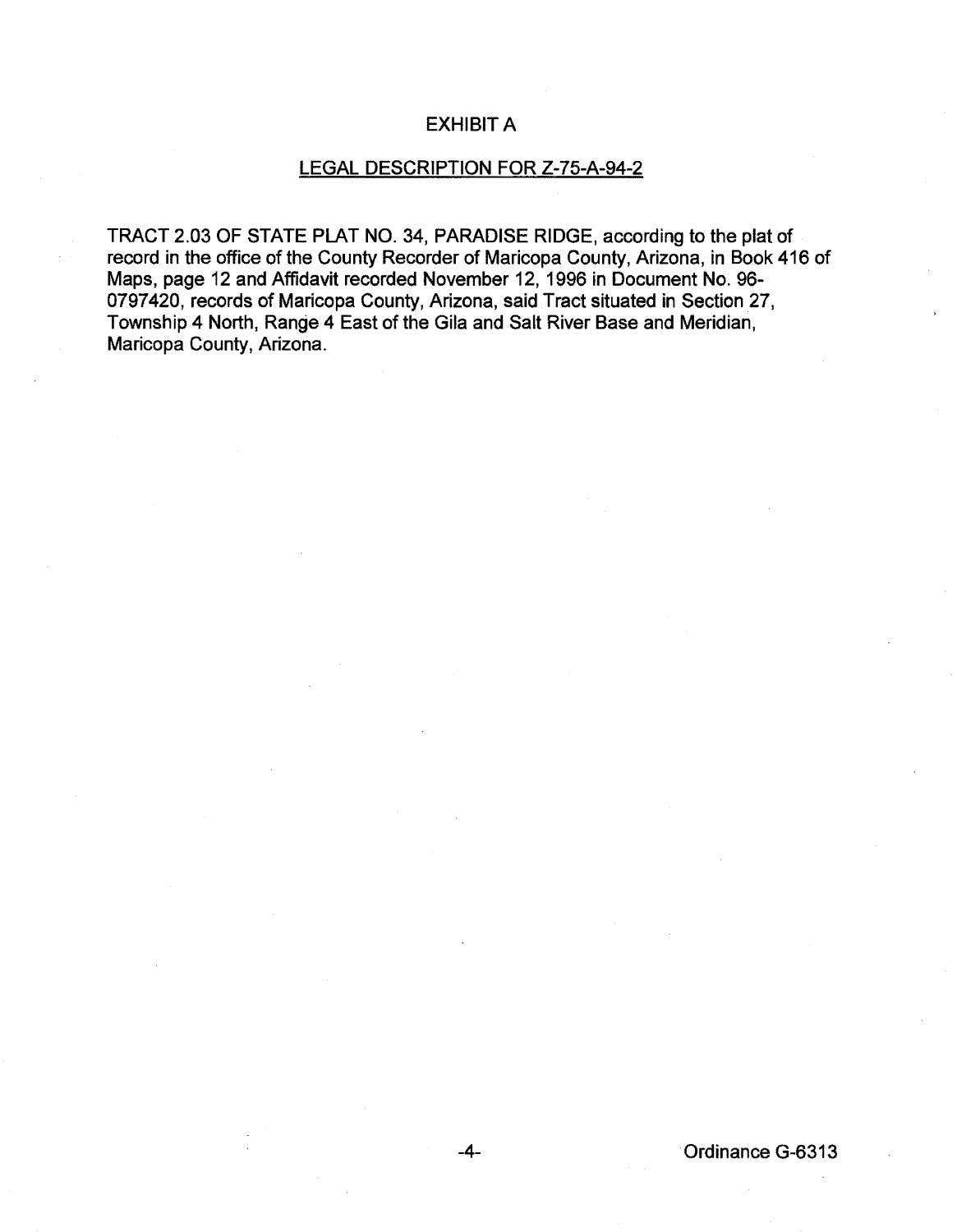# EXHIBIT A

## LEGAL DESCRIPTION FOR Z-75-A-94-2

TRACT 2.03 OF STATE PLAT NO. 34, PARADISE RIDGE, according to the plat of record in the office of the County Recorder of Maricopa County, Arizona, in Book 416 of Maps, page 12 and Affidavit recorded November 12, 1996 in Document No. 96-0797420, records of Maricopa County, Arizona, said Tract situated in Section 27, Township 4 North, Range 4 East of the Gila and Salt River Base and Meridian, Maricopa County, Arizona.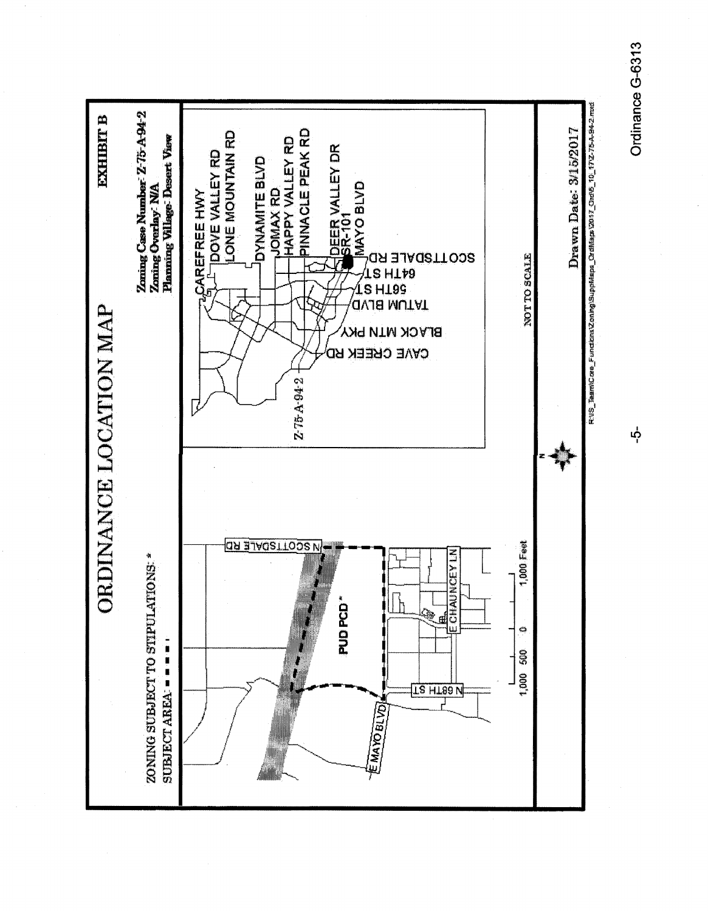# ORDINANCE LOCATION MAP

**EXHIBIT B**

ZONING SUBJECT TO STIPULATIONS: *

SUBJECT AREA: - - - - -

**Zoning Case Number: Z-75-A-94-2**
**Zoning Overlay: N/A**
**Planning Village: Desert View**

N SCOTTSDALE RD

PUD PCD *

E MAYO BLVD

N 68TH ST

E CHAUNCEY LN

1,000 500 0 1,000 Feet

CAREFREE HWY
DOVE VALLEY RD
LONE MOUNTAIN RD
DYNAMITE BLVD
JOMAX RD
HAPPY VALLEY RD
PINNACLE PEAK RD
DEER VALLEY DR
SR-101
MAYO BLVD
SCOTTSDALE RD
64TH ST
56TH ST
TATUM BLVD
BLACK MTN PKY
CAVE CREEK RD
Z-75-A-94-2

NOT TO SCALE

N

Drawn Date: 3/15/2017

R:\IS_Team\Core_Functions\Zoning\SuppMaps\2017_Ord\5_10_17\Z-75-A-94-2.mxd

-5-

Ordinance G-6313